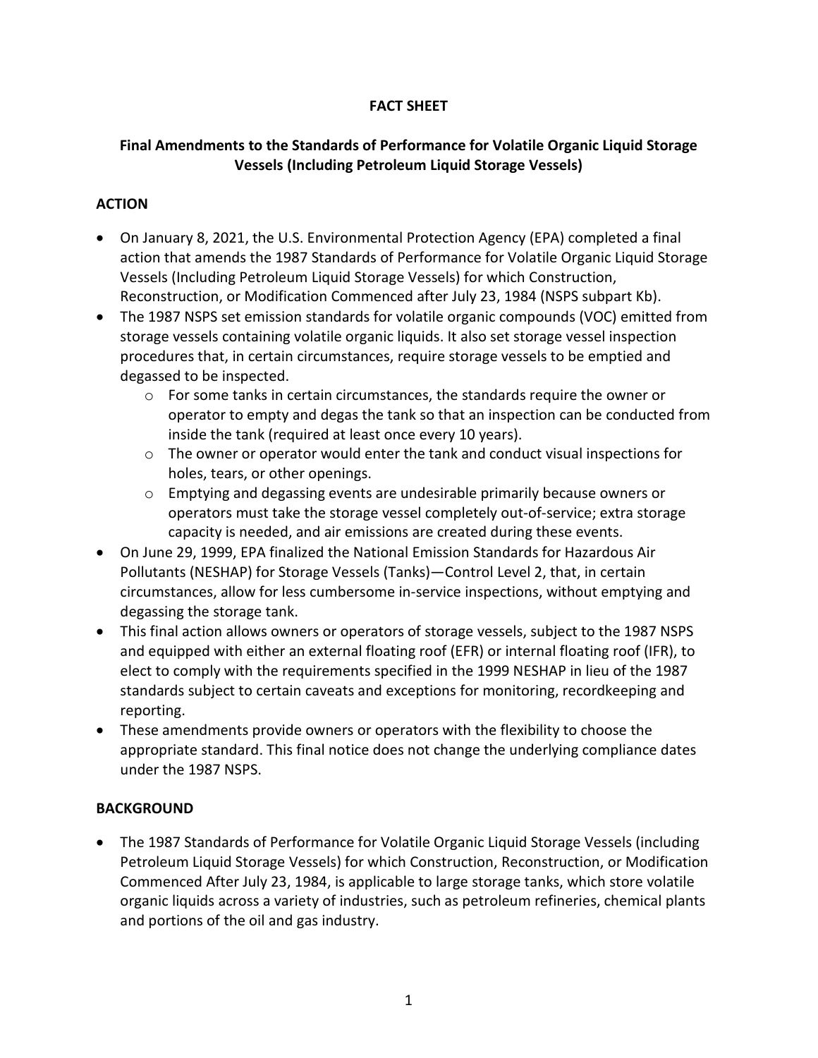# FACT SHEET

## Final Amendments to the Standards of Performance for Volatile Organic Liquid Storage Vessels (Including Petroleum Liquid Storage Vessels)

### ACTION

- On January 8, 2021, the U.S. Environmental Protection Agency (EPA) completed a final action that amends the 1987 Standards of Performance for Volatile Organic Liquid Storage Vessels (Including Petroleum Liquid Storage Vessels) for which Construction, Reconstruction, or Modification Commenced after July 23, 1984 (NSPS subpart Kb).
- The 1987 NSPS set emission standards for volatile organic compounds (VOC) emitted from storage vessels containing volatile organic liquids. It also set storage vessel inspection procedures that, in certain circumstances, require storage vessels to be emptied and degassed to be inspected.
  - For some tanks in certain circumstances, the standards require the owner or operator to empty and degas the tank so that an inspection can be conducted from inside the tank (required at least once every 10 years).
  - The owner or operator would enter the tank and conduct visual inspections for holes, tears, or other openings.
  - Emptying and degassing events are undesirable primarily because owners or operators must take the storage vessel completely out-of-service; extra storage capacity is needed, and air emissions are created during these events.
- On June 29, 1999, EPA finalized the National Emission Standards for Hazardous Air Pollutants (NESHAP) for Storage Vessels (Tanks)—Control Level 2, that, in certain circumstances, allow for less cumbersome in-service inspections, without emptying and degassing the storage tank.
- This final action allows owners or operators of storage vessels, subject to the 1987 NSPS and equipped with either an external floating roof (EFR) or internal floating roof (IFR), to elect to comply with the requirements specified in the 1999 NESHAP in lieu of the 1987 standards subject to certain caveats and exceptions for monitoring, recordkeeping and reporting.
- These amendments provide owners or operators with the flexibility to choose the appropriate standard. This final notice does not change the underlying compliance dates under the 1987 NSPS.

### BACKGROUND

- The 1987 Standards of Performance for Volatile Organic Liquid Storage Vessels (including Petroleum Liquid Storage Vessels) for which Construction, Reconstruction, or Modification Commenced After July 23, 1984, is applicable to large storage tanks, which store volatile organic liquids across a variety of industries, such as petroleum refineries, chemical plants and portions of the oil and gas industry.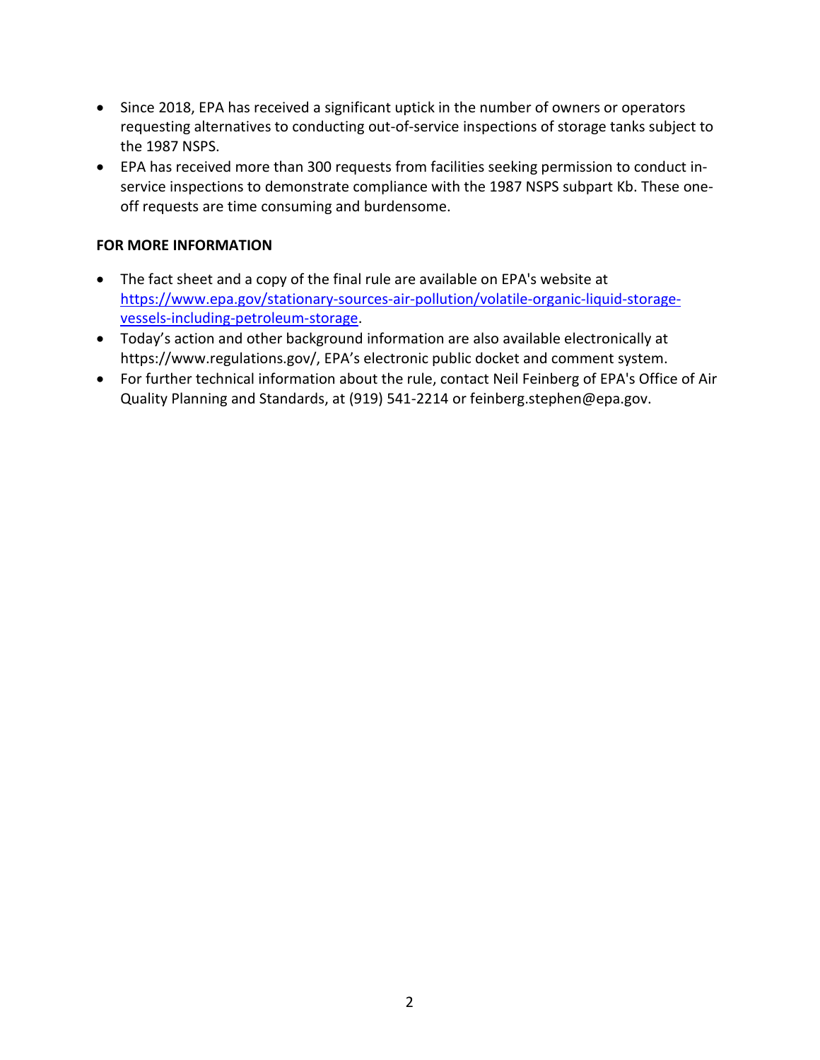- Since 2018, EPA has received a significant uptick in the number of owners or operators requesting alternatives to conducting out-of-service inspections of storage tanks subject to the 1987 NSPS.
- EPA has received more than 300 requests from facilities seeking permission to conduct in-service inspections to demonstrate compliance with the 1987 NSPS subpart Kb. These one-off requests are time consuming and burdensome.

**FOR MORE INFORMATION**

- The fact sheet and a copy of the final rule are available on EPA's website at [https://www.epa.gov/stationary-sources-air-pollution/volatile-organic-liquid-storage-vessels-including-petroleum-storage](https://www.epa.gov/stationary-sources-air-pollution/volatile-organic-liquid-storage-vessels-including-petroleum-storage).
- Today's action and other background information are also available electronically at https://www.regulations.gov/, EPA's electronic public docket and comment system.
- For further technical information about the rule, contact Neil Feinberg of EPA's Office of Air Quality Planning and Standards, at (919) 541-2214 or feinberg.stephen@epa.gov.